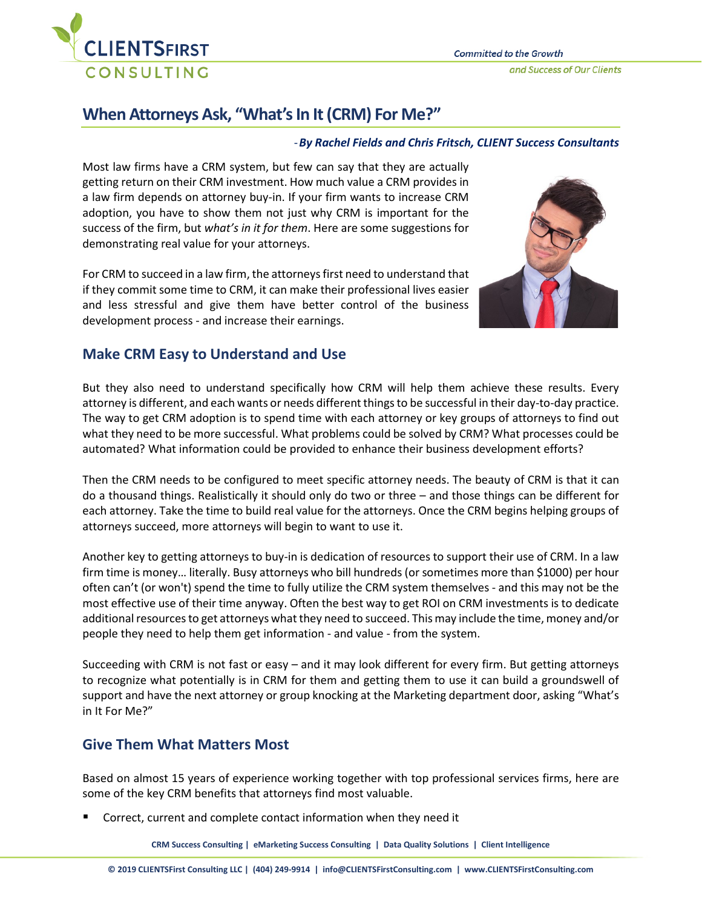# When Attorneys Ask, "What's In It (CRM) For Me?"

*-By Rachel Fields and Chris Fritsch, CLIENT Success Consultants*

Most law firms have a CRM system, but few can say that they are actually getting return on their CRM investment. How much value a CRM provides in a law firm depends on attorney buy-in. If your firm wants to increase CRM adoption, you have to show them not just why CRM is important for the success of the firm, but *what's in it for them*. Here are some suggestions for demonstrating real value for your attorneys.

For CRM to succeed in a law firm, the attorneys first need to understand that if they commit some time to CRM, it can make their professional lives easier and less stressful and give them have better control of the business development process - and increase their earnings.

## Make CRM Easy to Understand and Use

But they also need to understand specifically how CRM will help them achieve these results. Every attorney is different, and each wants or needs different things to be successful in their day-to-day practice. The way to get CRM adoption is to spend time with each attorney or key groups of attorneys to find out what they need to be more successful. What problems could be solved by CRM? What processes could be automated? What information could be provided to enhance their business development efforts?

Then the CRM needs to be configured to meet specific attorney needs. The beauty of CRM is that it can do a thousand things. Realistically it should only do two or three – and those things can be different for each attorney. Take the time to build real value for the attorneys. Once the CRM begins helping groups of attorneys succeed, more attorneys will begin to want to use it.

Another key to getting attorneys to buy-in is dedication of resources to support their use of CRM. In a law firm time is money… literally. Busy attorneys who bill hundreds (or sometimes more than $1000) per hour often can't (or won't) spend the time to fully utilize the CRM system themselves - and this may not be the most effective use of their time anyway. Often the best way to get ROI on CRM investments is to dedicate additional resources to get attorneys what they need to succeed. This may include the time, money and/or people they need to help them get information - and value - from the system.

Succeeding with CRM is not fast or easy – and it may look different for every firm. But getting attorneys to recognize what potentially is in CRM for them and getting them to use it can build a groundswell of support and have the next attorney or group knocking at the Marketing department door, asking "What's in It For Me?"

## Give Them What Matters Most

Based on almost 15 years of experience working together with top professional services firms, here are some of the key CRM benefits that attorneys find most valuable.

- Correct, current and complete contact information when they need it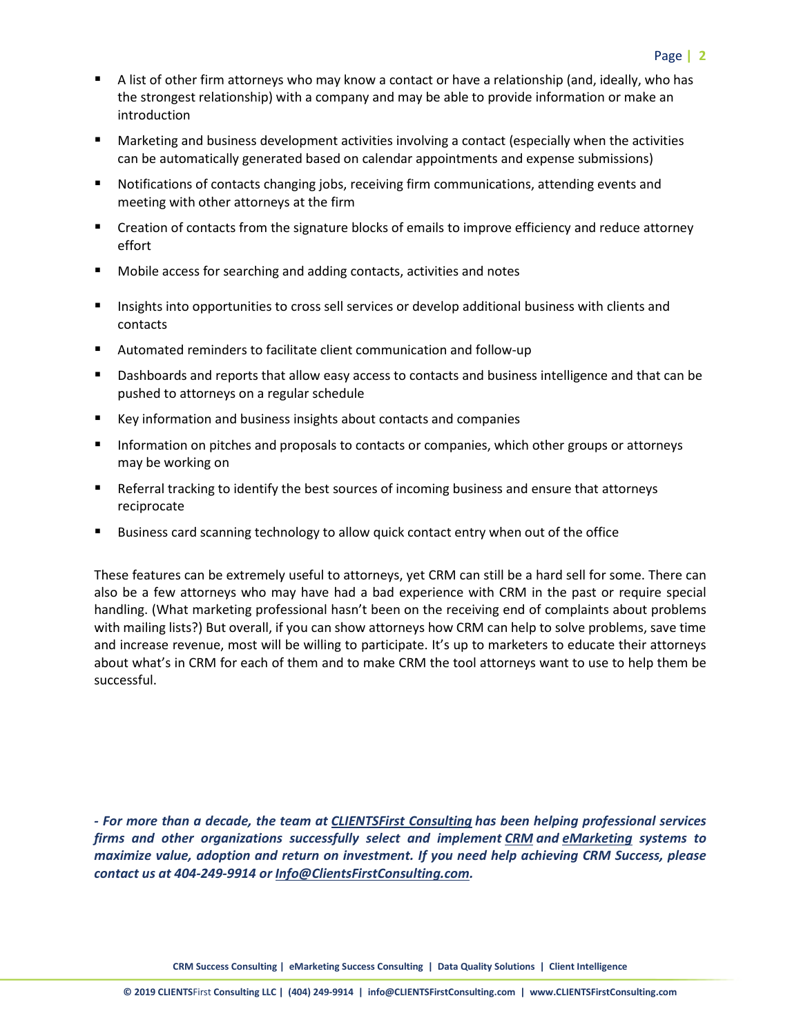- A list of other firm attorneys who may know a contact or have a relationship (and, ideally, who has the strongest relationship) with a company and may be able to provide information or make an introduction
- Marketing and business development activities involving a contact (especially when the activities can be automatically generated based on calendar appointments and expense submissions)
- Notifications of contacts changing jobs, receiving firm communications, attending events and meeting with other attorneys at the firm
- Creation of contacts from the signature blocks of emails to improve efficiency and reduce attorney effort
- Mobile access for searching and adding contacts, activities and notes
- Insights into opportunities to cross sell services or develop additional business with clients and contacts
- Automated reminders to facilitate client communication and follow-up
- Dashboards and reports that allow easy access to contacts and business intelligence and that can be pushed to attorneys on a regular schedule
- Key information and business insights about contacts and companies
- Information on pitches and proposals to contacts or companies, which other groups or attorneys may be working on
- Referral tracking to identify the best sources of incoming business and ensure that attorneys reciprocate
- Business card scanning technology to allow quick contact entry when out of the office

These features can be extremely useful to attorneys, yet CRM can still be a hard sell for some. There can also be a few attorneys who may have had a bad experience with CRM in the past or require special handling. (What marketing professional hasn't been on the receiving end of complaints about problems with mailing lists?) But overall, if you can show attorneys how CRM can help to solve problems, save time and increase revenue, most will be willing to participate. It's up to marketers to educate their attorneys about what's in CRM for each of them and to make CRM the tool attorneys want to use to help them be successful.

***- For more than a decade, the team at CLIENTSFirst Consulting has been helping professional services firms and other organizations successfully select and implement CRM and eMarketing systems to maximize value, adoption and return on investment. If you need help achieving CRM Success, please contact us at 404-249-9914 or Info@ClientsFirstConsulting.com.***

CRM Success Consulting | eMarketing Success Consulting | Data Quality Solutions | Client Intelligence

© 2019 CLIENTSFirst Consulting LLC | (404) 249-9914 | info@CLIENTSFirstConsulting.com | www.CLIENTSFirstConsulting.com